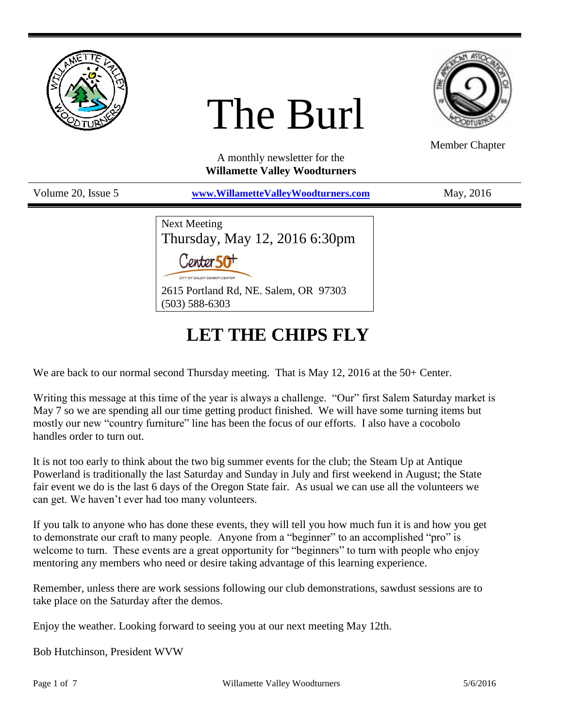# The Burl

Member Chapter

A monthly newsletter for the
**Willamette Valley Woodturners**

Volume 20, Issue 5 | **www.WillametteValleyWoodturners.com** | May, 2016

Next Meeting
Thursday, May 12, 2016 6:30pm

Center 50+
CITY OF SALEM SENIOR CENTER

2615 Portland Rd, NE. Salem, OR 97303
(503) 588-6303

## LET THE CHIPS FLY

We are back to our normal second Thursday meeting. That is May 12, 2016 at the 50+ Center.

Writing this message at this time of the year is always a challenge. "Our" first Salem Saturday market is May 7 so we are spending all our time getting product finished. We will have some turning items but mostly our new "country furniture" line has been the focus of our efforts. I also have a cocobolo handles order to turn out.

It is not too early to think about the two big summer events for the club; the Steam Up at Antique Powerland is traditionally the last Saturday and Sunday in July and first weekend in August; the State fair event we do is the last 6 days of the Oregon State fair. As usual we can use all the volunteers we can get. We haven't ever had too many volunteers.

If you talk to anyone who has done these events, they will tell you how much fun it is and how you get to demonstrate our craft to many people. Anyone from a "beginner" to an accomplished "pro" is welcome to turn. These events are a great opportunity for "beginners" to turn with people who enjoy mentoring any members who need or desire taking advantage of this learning experience.

Remember, unless there are work sessions following our club demonstrations, sawdust sessions are to take place on the Saturday after the demos.

Enjoy the weather. Looking forward to seeing you at our next meeting May 12th.

Bob Hutchinson, President WVW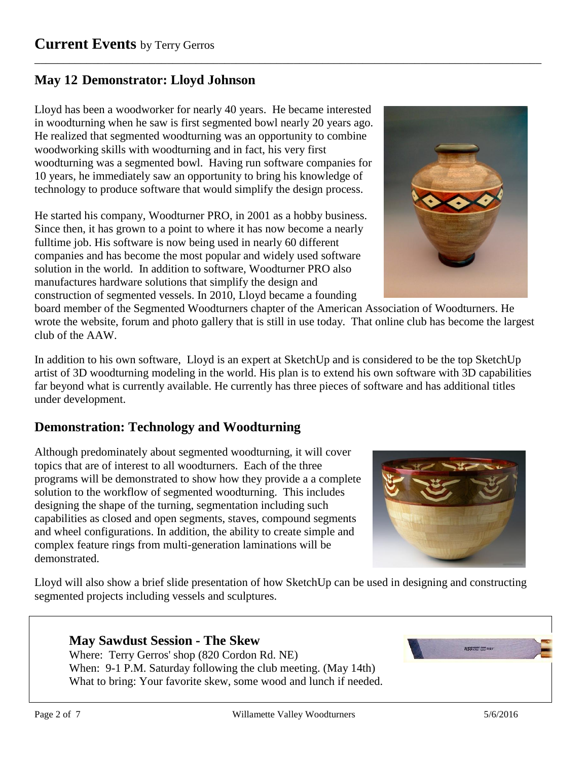# Current Events by Terry Gerros

## May 12 Demonstrator: Lloyd Johnson

Lloyd has been a woodworker for nearly 40 years. He became interested in woodturning when he saw is first segmented bowl nearly 20 years ago. He realized that segmented woodturning was an opportunity to combine woodworking skills with woodturning and in fact, his very first woodturning was a segmented bowl. Having run software companies for 10 years, he immediately saw an opportunity to bring his knowledge of technology to produce software that would simplify the design process.

He started his company, Woodturner PRO, in 2001 as a hobby business. Since then, it has grown to a point to where it has now become a nearly fulltime job. His software is now being used in nearly 60 different companies and has become the most popular and widely used software solution in the world. In addition to software, Woodturner PRO also manufactures hardware solutions that simplify the design and construction of segmented vessels. In 2010, Lloyd became a founding board member of the Segmented Woodturners chapter of the American Association of Woodturners. He wrote the website, forum and photo gallery that is still in use today. That online club has become the largest club of the AAW.

In addition to his own software, Lloyd is an expert at SketchUp and is considered to be the top SketchUp artist of 3D woodturning modeling in the world. His plan is to extend his own software with 3D capabilities far beyond what is currently available. He currently has three pieces of software and has additional titles under development.

## Demonstration: Technology and Woodturning

Although predominately about segmented woodturning, it will cover topics that are of interest to all woodturners. Each of the three programs will be demonstrated to show how they provide a a complete solution to the workflow of segmented woodturning. This includes designing the shape of the turning, segmentation including such capabilities as closed and open segments, staves, compound segments and wheel configurations. In addition, the ability to create simple and complex feature rings from multi-generation laminations will be demonstrated.

Lloyd will also show a brief slide presentation of how SketchUp can be used in designing and constructing segmented projects including vessels and sculptures.

### May Sawdust Session - The Skew

Where: Terry Gerros' shop (820 Cordon Rd. NE)
When: 9-1 P.M. Saturday following the club meeting. (May 14th)
What to bring: Your favorite skew, some wood and lunch if needed.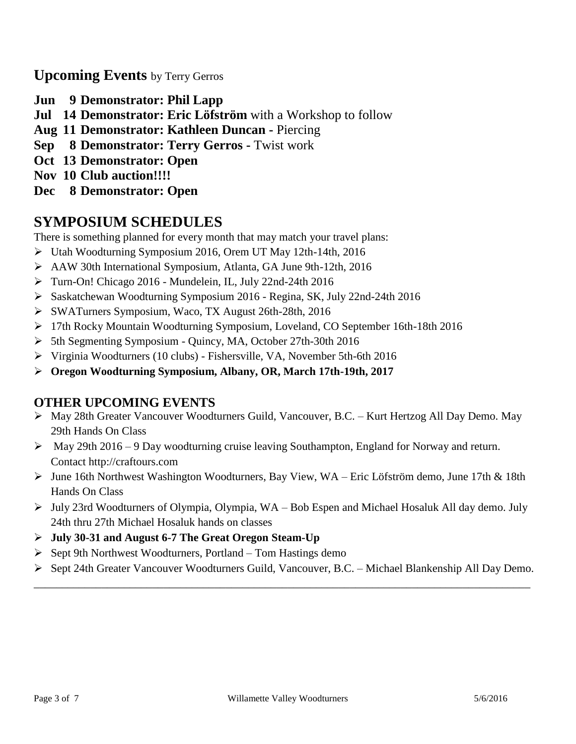## **Upcoming Events** by Terry Gerros

**Jun 9 Demonstrator: Phil Lapp**
**Jul 14 Demonstrator: Eric Löfström** with a Workshop to follow
**Aug 11 Demonstrator: Kathleen Duncan -** Piercing
**Sep 8 Demonstrator: Terry Gerros -** Twist work
**Oct 13 Demonstrator: Open**
**Nov 10 Club auction!!!!**
**Dec 8 Demonstrator: Open**

## SYMPOSIUM SCHEDULES

There is something planned for every month that may match your travel plans:

- Utah Woodturning Symposium 2016, Orem UT May 12th-14th, 2016
- AAW 30th International Symposium, Atlanta, GA June 9th-12th, 2016
- Turn-On! Chicago 2016 - Mundelein, IL, July 22nd-24th 2016
- Saskatchewan Woodturning Symposium 2016 - Regina, SK, July 22nd-24th 2016
- SWATurners Symposium, Waco, TX August 26th-28th, 2016
- 17th Rocky Mountain Woodturning Symposium, Loveland, CO September 16th-18th 2016
- 5th Segmenting Symposium - Quincy, MA, October 27th-30th 2016
- Virginia Woodturners (10 clubs) - Fishersville, VA, November 5th-6th 2016
- **Oregon Woodturning Symposium, Albany, OR, March 17th-19th, 2017**

### OTHER UPCOMING EVENTS

- May 28th Greater Vancouver Woodturners Guild, Vancouver, B.C. – Kurt Hertzog All Day Demo. May 29th Hands On Class
- May 29th 2016 – 9 Day woodturning cruise leaving Southampton, England for Norway and return. Contact http://craftours.com
- June 16th Northwest Washington Woodturners, Bay View, WA – Eric Löfström demo, June 17th & 18th Hands On Class
- July 23rd Woodturners of Olympia, Olympia, WA – Bob Espen and Michael Hosaluk All day demo. July 24th thru 27th Michael Hosaluk hands on classes
- **July 30-31 and August 6-7 The Great Oregon Steam-Up**
- Sept 9th Northwest Woodturners, Portland – Tom Hastings demo
- Sept 24th Greater Vancouver Woodturners Guild, Vancouver, B.C. – Michael Blankenship All Day Demo.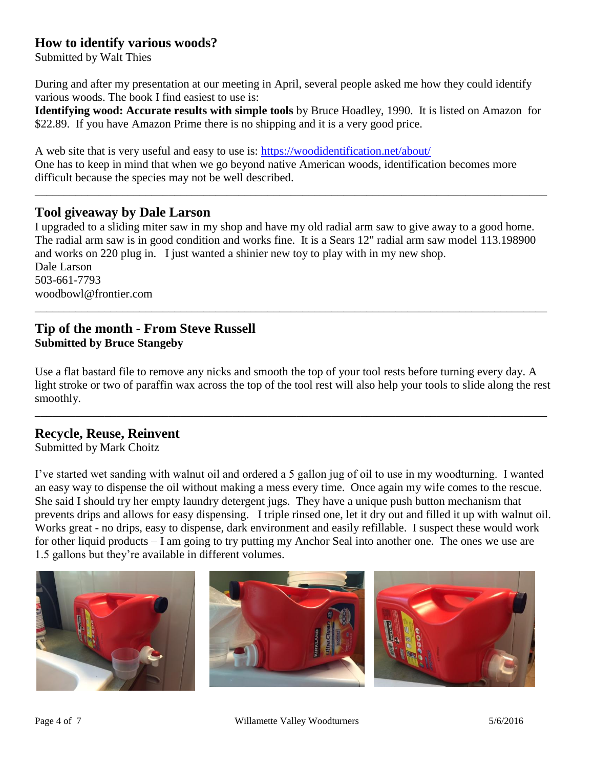## How to identify various woods?

Submitted by Walt Thies

During and after my presentation at our meeting in April, several people asked me how they could identify various woods. The book I find easiest to use is:

**Identifying wood: Accurate results with simple tools** by Bruce Hoadley, 1990. It is listed on Amazon for $22.89. If you have Amazon Prime there is no shipping and it is a very good price.

A web site that is very useful and easy to use is: https://woodidentification.net/about/

One has to keep in mind that when we go beyond native American woods, identification becomes more difficult because the species may not be well described.

---

## Tool giveaway by Dale Larson

I upgraded to a sliding miter saw in my shop and have my old radial arm saw to give away to a good home. The radial arm saw is in good condition and works fine. It is a Sears 12" radial arm saw model 113.198900 and works on 220 plug in. I just wanted a shinier new toy to play with in my new shop.

Dale Larson
503-661-7793
woodbowl@frontier.com

---

## Tip of the month - From Steve Russell

**Submitted by Bruce Stangeby**

Use a flat bastard file to remove any nicks and smooth the top of your tool rests before turning every day. A light stroke or two of paraffin wax across the top of the tool rest will also help your tools to slide along the rest smoothly.

---

## Recycle, Reuse, Reinvent

Submitted by Mark Choitz

I've started wet sanding with walnut oil and ordered a 5 gallon jug of oil to use in my woodturning. I wanted an easy way to dispense the oil without making a mess every time. Once again my wife comes to the rescue. She said I should try her empty laundry detergent jugs. They have a unique push button mechanism that prevents drips and allows for easy dispensing. I triple rinsed one, let it dry out and filled it up with walnut oil. Works great - no drips, easy to dispense, dark environment and easily refillable. I suspect these would work for other liquid products – I am going to try putting my Anchor Seal into another one. The ones we use are 1.5 gallons but they're available in different volumes.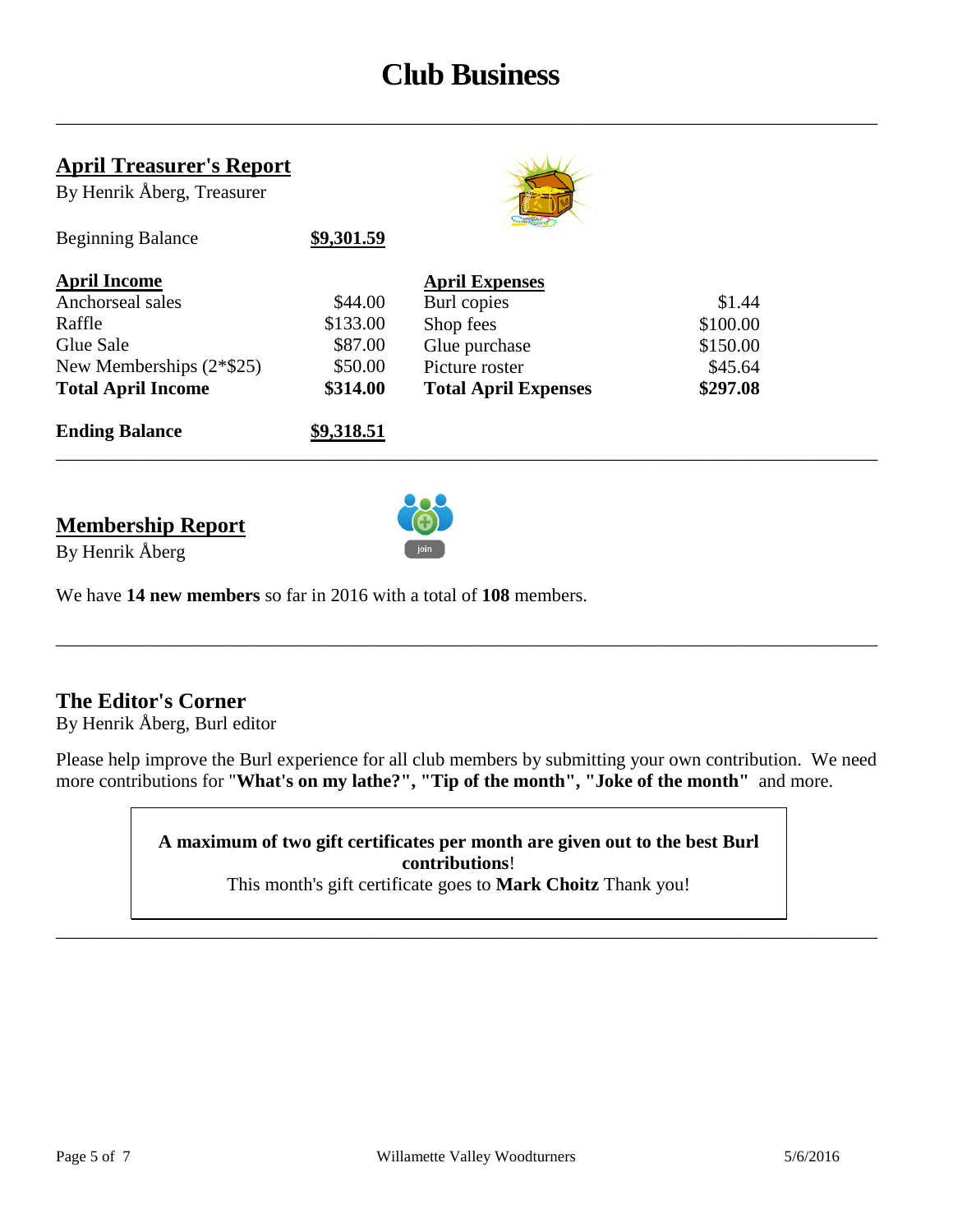# Club Business

## April Treasurer's Report

By Henrik Åberg, Treasurer

| | |
|---|---|
| Beginning Balance | **$9,301.59** |

| April Income | | April Expenses | |
|---|---|---|---|
| Anchorseal sales | $44.00 | Burl copies | $1.44 |
| Raffle | $133.00 | Shop fees | $100.00 |
| Glue Sale | $87.00 | Glue purchase | $150.00 |
| New Memberships (2*$25) | $50.00 | Picture roster | $45.64 |
| **Total April Income** | **$314.00** | **Total April Expenses** | **$297.08** |

| | |
|---|---|
| **Ending Balance** | **$9,318.51** |

---

## Membership Report

By Henrik Åberg

We have **14 new members** so far in 2016 with a total of **108** members.

---

## The Editor's Corner

By Henrik Åberg, Burl editor

Please help improve the Burl experience for all club members by submitting your own contribution. We need more contributions for **"What's on my lathe?", "Tip of the month", "Joke of the month"** and more.

> **A maximum of two gift certificates per month are given out to the best Burl contributions**!
> This month's gift certificate goes to **Mark Choitz** Thank you!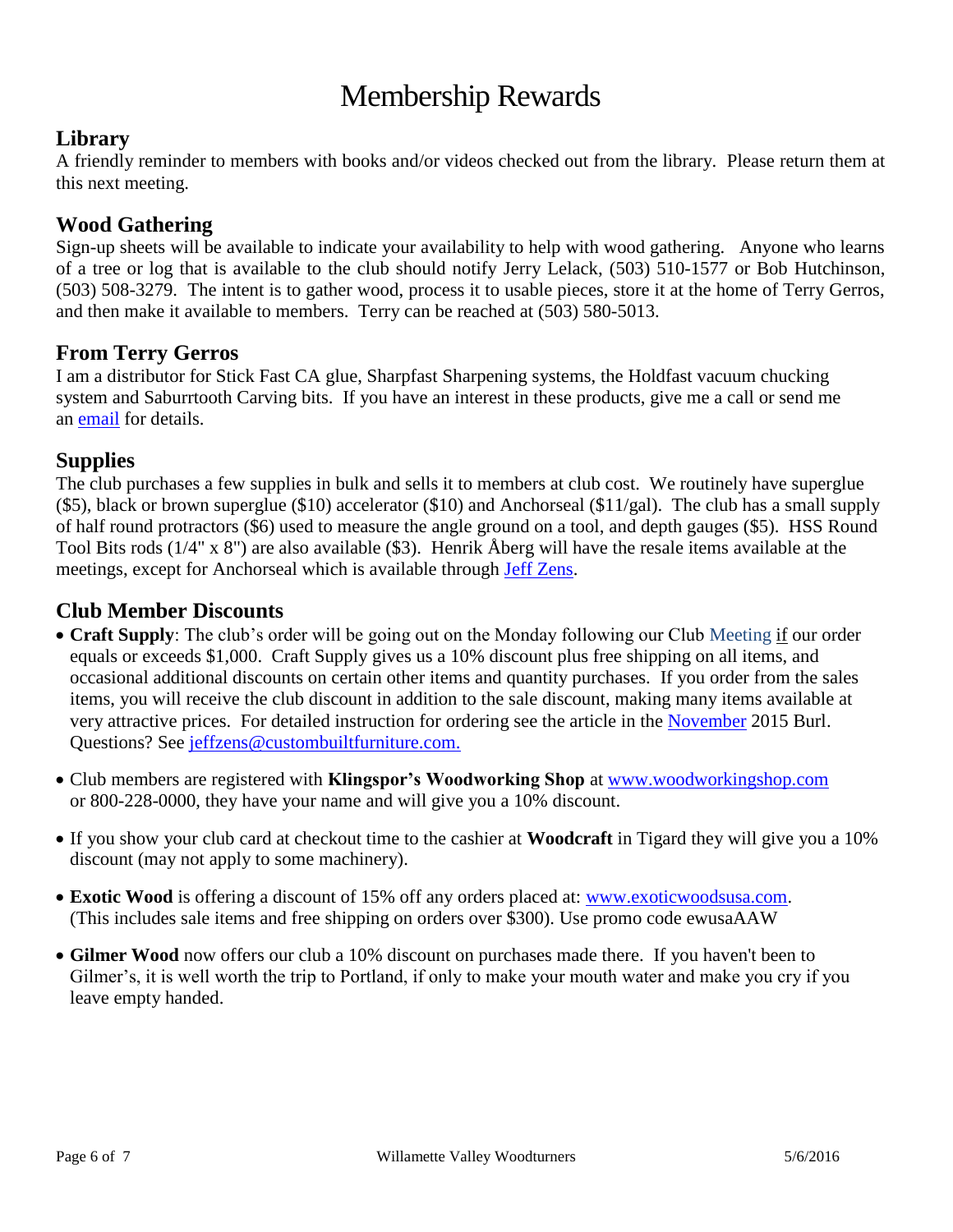# Membership Rewards

## Library

A friendly reminder to members with books and/or videos checked out from the library. Please return them at this next meeting.

## Wood Gathering

Sign-up sheets will be available to indicate your availability to help with wood gathering. Anyone who learns of a tree or log that is available to the club should notify Jerry Lelack, (503) 510-1577 or Bob Hutchinson, (503) 508-3279. The intent is to gather wood, process it to usable pieces, store it at the home of Terry Gerros, and then make it available to members. Terry can be reached at (503) 580-5013.

## From Terry Gerros

I am a distributor for Stick Fast CA glue, Sharpfast Sharpening systems, the Holdfast vacuum chucking system and Saburrtooth Carving bits. If you have an interest in these products, give me a call or send me an email for details.

## Supplies

The club purchases a few supplies in bulk and sells it to members at club cost. We routinely have superglue ($5), black or brown superglue ($10) accelerator ($10) and Anchorseal ($11/gal). The club has a small supply of half round protractors ($6) used to measure the angle ground on a tool, and depth gauges ($5). HSS Round Tool Bits rods (1/4" x 8") are also available ($3). Henrik Åberg will have the resale items available at the meetings, except for Anchorseal which is available through Jeff Zens.

## Club Member Discounts

- **Craft Supply**: The club's order will be going out on the Monday following our Club Meeting if our order equals or exceeds $1,000. Craft Supply gives us a 10% discount plus free shipping on all items, and occasional additional discounts on certain other items and quantity purchases. If you order from the sales items, you will receive the club discount in addition to the sale discount, making many items available at very attractive prices. For detailed instruction for ordering see the article in the November 2015 Burl. Questions? See jeffzens@custombuiltfurniture.com.
- Club members are registered with **Klingspor's Woodworking Shop** at www.woodworkingshop.com or 800-228-0000, they have your name and will give you a 10% discount.
- If you show your club card at checkout time to the cashier at **Woodcraft** in Tigard they will give you a 10% discount (may not apply to some machinery).
- **Exotic Wood** is offering a discount of 15% off any orders placed at: www.exoticwoodsusa.com. (This includes sale items and free shipping on orders over $300). Use promo code ewusaAAW
- **Gilmer Wood** now offers our club a 10% discount on purchases made there. If you haven't been to Gilmer's, it is well worth the trip to Portland, if only to make your mouth water and make you cry if you leave empty handed.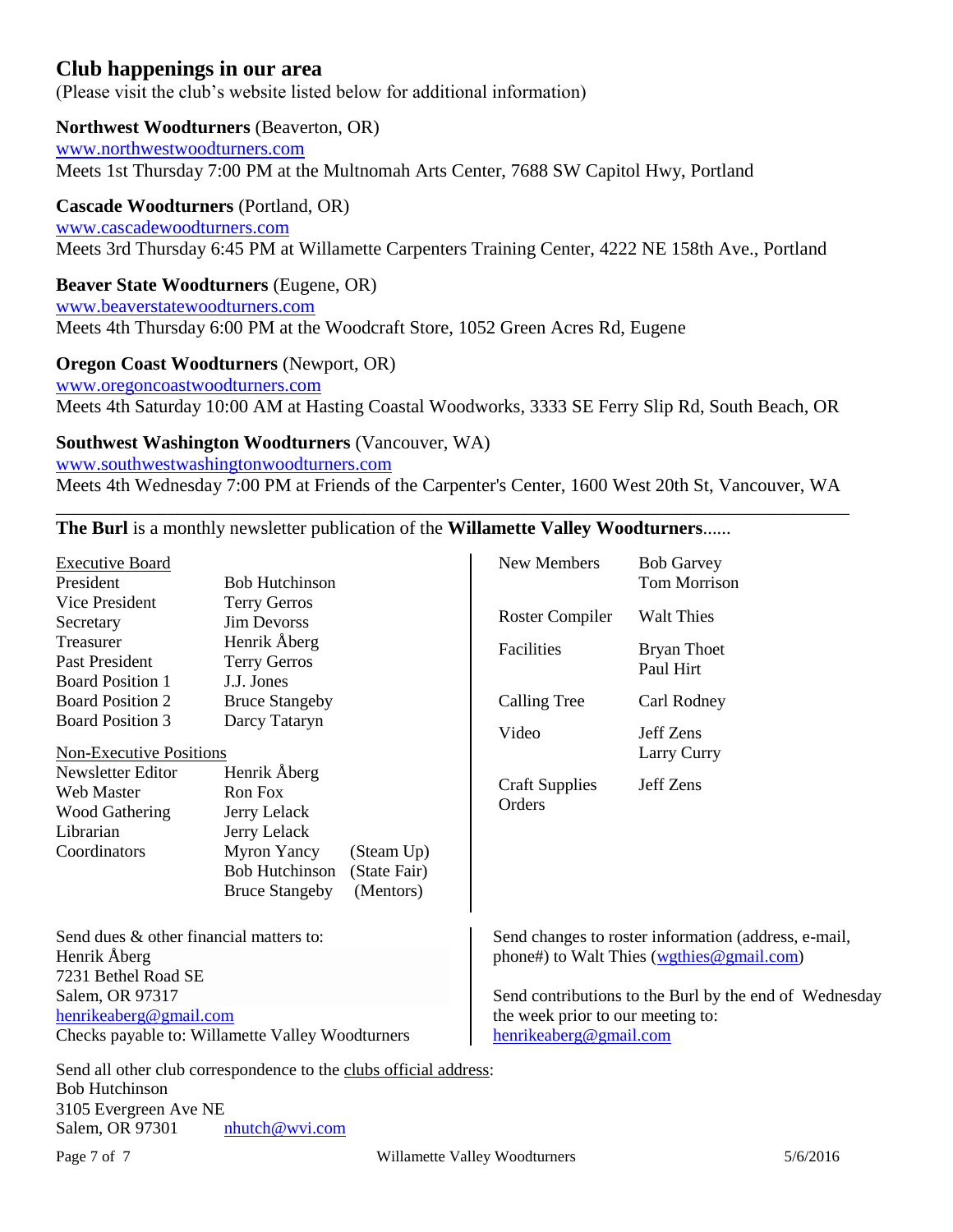## Club happenings in our area

(Please visit the club's website listed below for additional information)

**Northwest Woodturners** (Beaverton, OR)
www.northwestwoodturners.com
Meets 1st Thursday 7:00 PM at the Multnomah Arts Center, 7688 SW Capitol Hwy, Portland

**Cascade Woodturners** (Portland, OR)
www.cascadewoodturners.com
Meets 3rd Thursday 6:45 PM at Willamette Carpenters Training Center, 4222 NE 158th Ave., Portland

**Beaver State Woodturners** (Eugene, OR)
www.beaverstatewoodturners.com
Meets 4th Thursday 6:00 PM at the Woodcraft Store, 1052 Green Acres Rd, Eugene

**Oregon Coast Woodturners** (Newport, OR)
www.oregoncoastwoodturners.com
Meets 4th Saturday 10:00 AM at Hasting Coastal Woodworks, 3333 SE Ferry Slip Rd, South Beach, OR

**Southwest Washington Woodturners** (Vancouver, WA)
www.southwestwashingtonwoodturners.com
Meets 4th Wednesday 7:00 PM at Friends of the Carpenter's Center, 1600 West 20th St, Vancouver, WA

---

**The Burl** is a monthly newsletter publication of the **Willamette Valley Woodturners**......

Executive Board

| | |
|---|---|
| President | Bob Hutchinson |
| Vice President | Terry Gerros |
| Secretary | Jim Devorss |
| Treasurer | Henrik Åberg |
| Past President | Terry Gerros |
| Board Position 1 | J.J. Jones |
| Board Position 2 | Bruce Stangeby |
| Board Position 3 | Darcy Tataryn |

Non-Executive Positions

| | | |
|---|---|---|
| Newsletter Editor | Henrik Åberg | |
| Web Master | Ron Fox | |
| Wood Gathering | Jerry Lelack | |
| Librarian | Jerry Lelack | |
| Coordinators | Myron Yancy | (Steam Up) |
| | Bob Hutchinson | (State Fair) |
| | Bruce Stangeby | (Mentors) |

| | |
|---|---|
| New Members | Bob Garvey<br>Tom Morrison |
| Roster Compiler | Walt Thies |
| Facilities | Bryan Thoet<br>Paul Hirt |
| Calling Tree | Carl Rodney |
| Video | Jeff Zens<br>Larry Curry |
| Craft Supplies Orders | Jeff Zens |

Send dues & other financial matters to:
Henrik Åberg
7231 Bethel Road SE
Salem, OR 97317
henrikeaberg@gmail.com
Checks payable to: Willamette Valley Woodturners

Send changes to roster information (address, e-mail, phone#) to Walt Thies (wgthies@gmail.com)

Send contributions to the Burl by the end of Wednesday the week prior to our meeting to:
henrikeaberg@gmail.com

Send all other club correspondence to the clubs official address:
Bob Hutchinson
3105 Evergreen Ave NE
Salem, OR 97301 nhutch@wvi.com